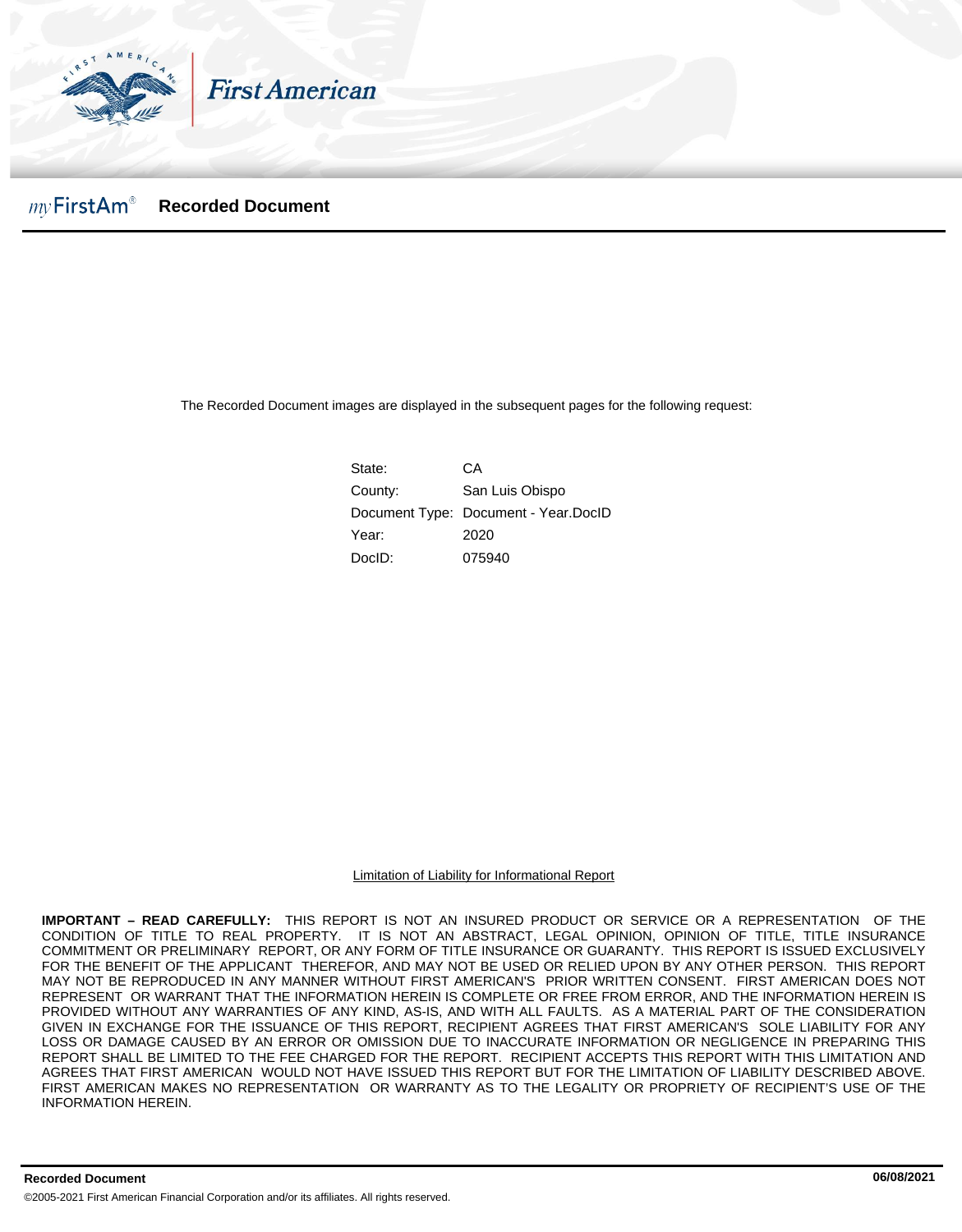First American

*my* FirstAm® **Recorded Document**

The Recorded Document images are displayed in the subsequent pages for the following request:

| | |
|---|---|
| State: | CA |
| County: | San Luis Obispo |
| Document Type: | Document - Year.DocID |
| Year: | 2020 |
| DocID: | 075940 |

Limitation of Liability for Informational Report

**IMPORTANT – READ CAREFULLY:** THIS REPORT IS NOT AN INSURED PRODUCT OR SERVICE OR A REPRESENTATION OF THE CONDITION OF TITLE TO REAL PROPERTY. IT IS NOT AN ABSTRACT, LEGAL OPINION, OPINION OF TITLE, TITLE INSURANCE COMMITMENT OR PRELIMINARY REPORT, OR ANY FORM OF TITLE INSURANCE OR GUARANTY. THIS REPORT IS ISSUED EXCLUSIVELY FOR THE BENEFIT OF THE APPLICANT THEREFOR, AND MAY NOT BE USED OR RELIED UPON BY ANY OTHER PERSON. THIS REPORT MAY NOT BE REPRODUCED IN ANY MANNER WITHOUT FIRST AMERICAN'S PRIOR WRITTEN CONSENT. FIRST AMERICAN DOES NOT REPRESENT OR WARRANT THAT THE INFORMATION HEREIN IS COMPLETE OR FREE FROM ERROR, AND THE INFORMATION HEREIN IS PROVIDED WITHOUT ANY WARRANTIES OF ANY KIND, AS-IS, AND WITH ALL FAULTS. AS A MATERIAL PART OF THE CONSIDERATION GIVEN IN EXCHANGE FOR THE ISSUANCE OF THIS REPORT, RECIPIENT AGREES THAT FIRST AMERICAN'S SOLE LIABILITY FOR ANY LOSS OR DAMAGE CAUSED BY AN ERROR OR OMISSION DUE TO INACCURATE INFORMATION OR NEGLIGENCE IN PREPARING THIS REPORT SHALL BE LIMITED TO THE FEE CHARGED FOR THE REPORT. RECIPIENT ACCEPTS THIS REPORT WITH THIS LIMITATION AND AGREES THAT FIRST AMERICAN WOULD NOT HAVE ISSUED THIS REPORT BUT FOR THE LIMITATION OF LIABILITY DESCRIBED ABOVE. FIRST AMERICAN MAKES NO REPRESENTATION OR WARRANTY AS TO THE LEGALITY OR PROPRIETY OF RECIPIENT'S USE OF THE INFORMATION HEREIN.

**Recorded Document** **06/08/2021**

©2005-2021 First American Financial Corporation and/or its affiliates. All rights reserved.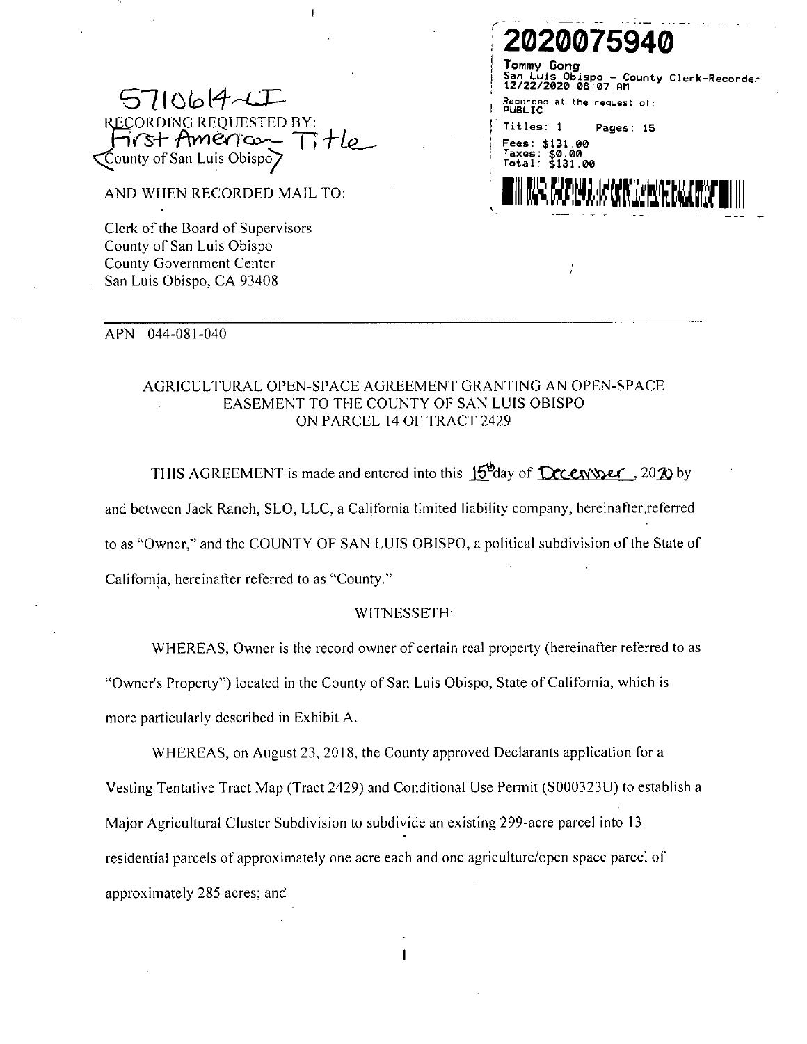5710614-LI

RECORDING REQUESTED BY:
First American Title
County of San Luis Obispo

AND WHEN RECORDED MAIL TO:

Clerk of the Board of Supervisors
County of San Luis Obispo
County Government Center
San Luis Obispo, CA 93408

2020075940
Tommy Gong
San Luis Obispo - County Clerk-Recorder
12/22/2020 08:07 AM
Recorded at the request of:
PUBLIC
Titles: 1 Pages: 15
Fees: $131.00
Taxes: $0.00
Total: $131.00

---

APN 044-081-040

AGRICULTURAL OPEN-SPACE AGREEMENT GRANTING AN OPEN-SPACE EASEMENT TO THE COUNTY OF SAN LUIS OBISPO ON PARCEL 14 OF TRACT 2429

THIS AGREEMENT is made and entered into this 15th day of December, 2020 by and between Jack Ranch, SLO, LLC, a California limited liability company, hereinafter referred to as "Owner," and the COUNTY OF SAN LUIS OBISPO, a political subdivision of the State of California, hereinafter referred to as "County."

WITNESSETH:

WHEREAS, Owner is the record owner of certain real property (hereinafter referred to as "Owner's Property") located in the County of San Luis Obispo, State of California, which is more particularly described in Exhibit A.

WHEREAS, on August 23, 2018, the County approved Declarants application for a Vesting Tentative Tract Map (Tract 2429) and Conditional Use Permit (S000323U) to establish a Major Agricultural Cluster Subdivision to subdivide an existing 299-acre parcel into 13 residential parcels of approximately one acre each and one agriculture/open space parcel of approximately 285 acres; and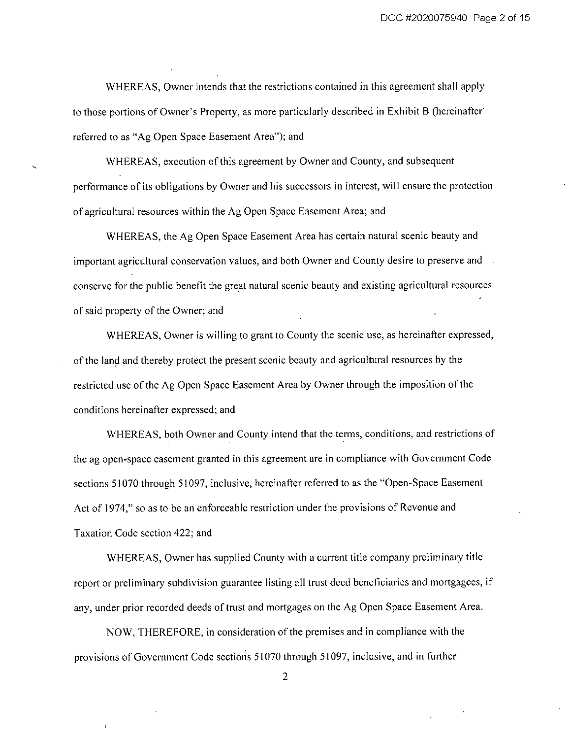WHEREAS, Owner intends that the restrictions contained in this agreement shall apply to those portions of Owner's Property, as more particularly described in Exhibit B (hereinafter referred to as "Ag Open Space Easement Area"); and

WHEREAS, execution of this agreement by Owner and County, and subsequent performance of its obligations by Owner and his successors in interest, will ensure the protection of agricultural resources within the Ag Open Space Easement Area; and

WHEREAS, the Ag Open Space Easement Area has certain natural scenic beauty and important agricultural conservation values, and both Owner and County desire to preserve and conserve for the public benefit the great natural scenic beauty and existing agricultural resources of said property of the Owner; and

WHEREAS, Owner is willing to grant to County the scenic use, as hereinafter expressed, of the land and thereby protect the present scenic beauty and agricultural resources by the restricted use of the Ag Open Space Easement Area by Owner through the imposition of the conditions hereinafter expressed; and

WHEREAS, both Owner and County intend that the terms, conditions, and restrictions of the ag open-space easement granted in this agreement are in compliance with Government Code sections 51070 through 51097, inclusive, hereinafter referred to as the "Open-Space Easement Act of 1974," so as to be an enforceable restriction under the provisions of Revenue and Taxation Code section 422; and

WHEREAS, Owner has supplied County with a current title company preliminary title report or preliminary subdivision guarantee listing all trust deed beneficiaries and mortgagees, if any, under prior recorded deeds of trust and mortgages on the Ag Open Space Easement Area.

NOW, THEREFORE, in consideration of the premises and in compliance with the provisions of Government Code sections 51070 through 51097, inclusive, and in further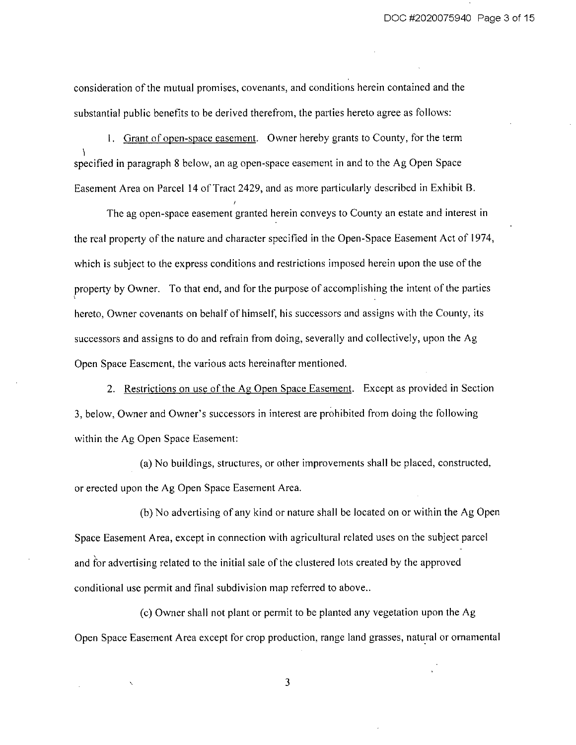consideration of the mutual promises, covenants, and conditions herein contained and the substantial public benefits to be derived therefrom, the parties hereto agree as follows:

1. Grant of open-space easement. Owner hereby grants to County, for the term specified in paragraph 8 below, an ag open-space easement in and to the Ag Open Space Easement Area on Parcel 14 of Tract 2429, and as more particularly described in Exhibit B.

The ag open-space easement granted herein conveys to County an estate and interest in the real property of the nature and character specified in the Open-Space Easement Act of 1974, which is subject to the express conditions and restrictions imposed herein upon the use of the property by Owner. To that end, and for the purpose of accomplishing the intent of the parties hereto, Owner covenants on behalf of himself, his successors and assigns with the County, its successors and assigns to do and refrain from doing, severally and collectively, upon the Ag Open Space Easement, the various acts hereinafter mentioned.

2. Restrictions on use of the Ag Open Space Easement. Except as provided in Section 3, below, Owner and Owner's successors in interest are prohibited from doing the following within the Ag Open Space Easement:

(a) No buildings, structures, or other improvements shall be placed, constructed, or erected upon the Ag Open Space Easement Area.

(b) No advertising of any kind or nature shall be located on or within the Ag Open Space Easement Area, except in connection with agricultural related uses on the subject parcel and for advertising related to the initial sale of the clustered lots created by the approved conditional use permit and final subdivision map referred to above..

(c) Owner shall not plant or permit to be planted any vegetation upon the Ag Open Space Easement Area except for crop production, range land grasses, natural or ornamental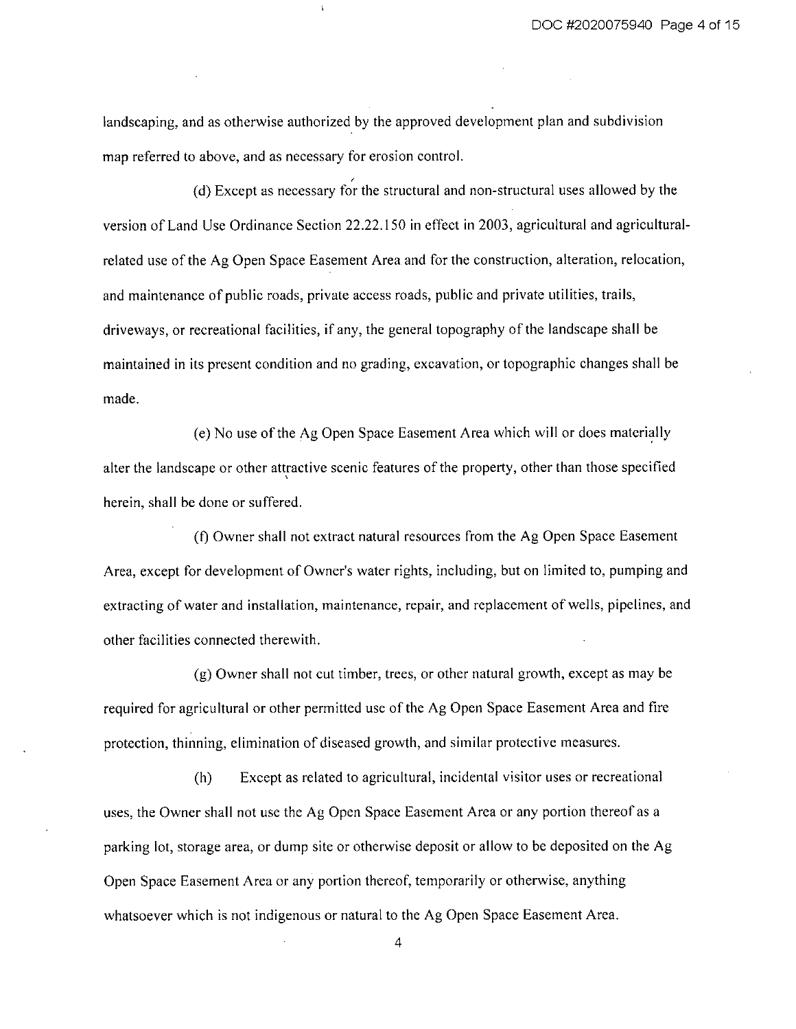landscaping, and as otherwise authorized by the approved development plan and subdivision map referred to above, and as necessary for erosion control.

(d) Except as necessary for the structural and non-structural uses allowed by the version of Land Use Ordinance Section 22.22.150 in effect in 2003, agricultural and agricultural-related use of the Ag Open Space Easement Area and for the construction, alteration, relocation, and maintenance of public roads, private access roads, public and private utilities, trails, driveways, or recreational facilities, if any, the general topography of the landscape shall be maintained in its present condition and no grading, excavation, or topographic changes shall be made.

(e) No use of the Ag Open Space Easement Area which will or does materially alter the landscape or other attractive scenic features of the property, other than those specified herein, shall be done or suffered.

(f) Owner shall not extract natural resources from the Ag Open Space Easement Area, except for development of Owner's water rights, including, but on limited to, pumping and extracting of water and installation, maintenance, repair, and replacement of wells, pipelines, and other facilities connected therewith.

(g) Owner shall not cut timber, trees, or other natural growth, except as may be required for agricultural or other permitted use of the Ag Open Space Easement Area and fire protection, thinning, elimination of diseased growth, and similar protective measures.

(h) Except as related to agricultural, incidental visitor uses or recreational uses, the Owner shall not use the Ag Open Space Easement Area or any portion thereof as a parking lot, storage area, or dump site or otherwise deposit or allow to be deposited on the Ag Open Space Easement Area or any portion thereof, temporarily or otherwise, anything whatsoever which is not indigenous or natural to the Ag Open Space Easement Area.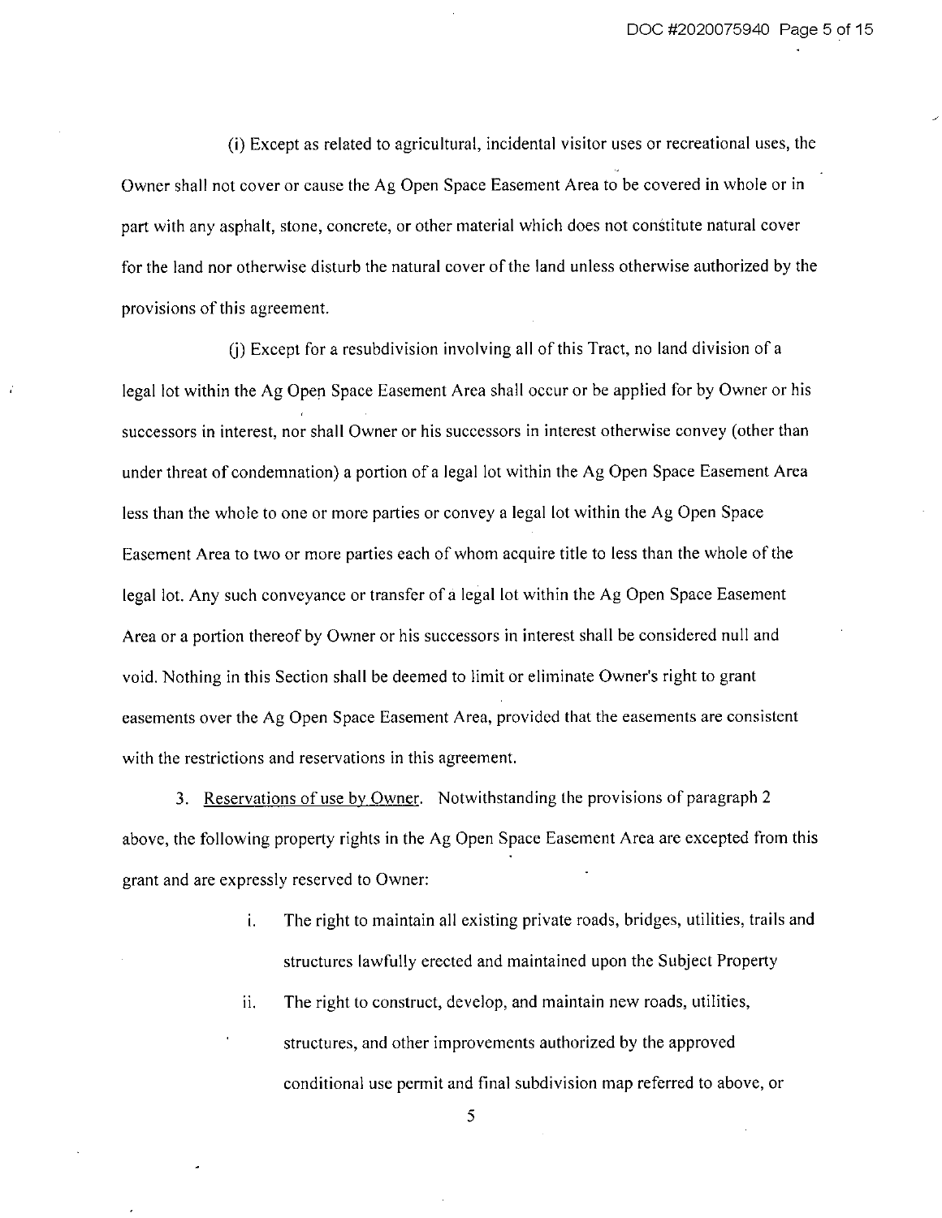(i) Except as related to agricultural, incidental visitor uses or recreational uses, the Owner shall not cover or cause the Ag Open Space Easement Area to be covered in whole or in part with any asphalt, stone, concrete, or other material which does not constitute natural cover for the land nor otherwise disturb the natural cover of the land unless otherwise authorized by the provisions of this agreement.

(j) Except for a resubdivision involving all of this Tract, no land division of a legal lot within the Ag Open Space Easement Area shall occur or be applied for by Owner or his successors in interest, nor shall Owner or his successors in interest otherwise convey (other than under threat of condemnation) a portion of a legal lot within the Ag Open Space Easement Area less than the whole to one or more parties or convey a legal lot within the Ag Open Space Easement Area to two or more parties each of whom acquire title to less than the whole of the legal lot. Any such conveyance or transfer of a legal lot within the Ag Open Space Easement Area or a portion thereof by Owner or his successors in interest shall be considered null and void. Nothing in this Section shall be deemed to limit or eliminate Owner's right to grant easements over the Ag Open Space Easement Area, provided that the easements are consistent with the restrictions and reservations in this agreement.

3. Reservations of use by Owner. Notwithstanding the provisions of paragraph 2 above, the following property rights in the Ag Open Space Easement Area are excepted from this grant and are expressly reserved to Owner:

i. The right to maintain all existing private roads, bridges, utilities, trails and structures lawfully erected and maintained upon the Subject Property

ii. The right to construct, develop, and maintain new roads, utilities, structures, and other improvements authorized by the approved conditional use permit and final subdivision map referred to above, or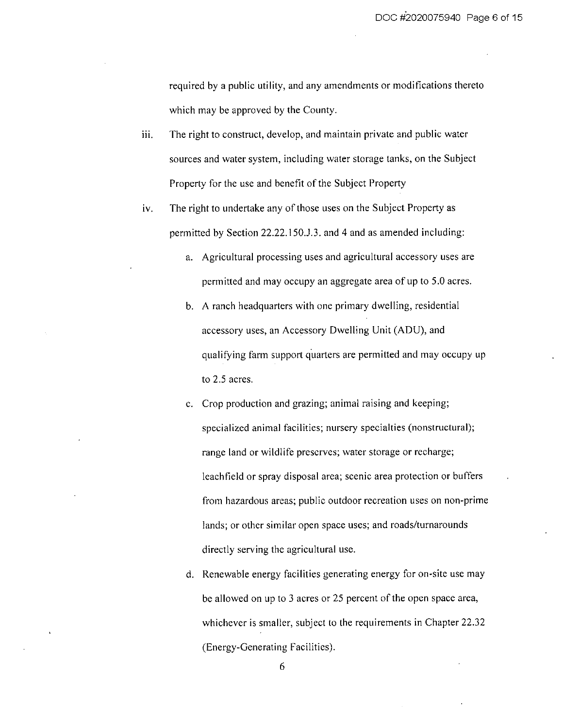required by a public utility, and any amendments or modifications thereto which may be approved by the County.

iii. The right to construct, develop, and maintain private and public water sources and water system, including water storage tanks, on the Subject Property for the use and benefit of the Subject Property

iv. The right to undertake any of those uses on the Subject Property as permitted by Section 22.22.150.J.3. and 4 and as amended including:

   a. Agricultural processing uses and agricultural accessory uses are permitted and may occupy an aggregate area of up to 5.0 acres.

   b. A ranch headquarters with one primary dwelling, residential accessory uses, an Accessory Dwelling Unit (ADU), and qualifying farm support quarters are permitted and may occupy up to 2.5 acres.

   c. Crop production and grazing; animal raising and keeping; specialized animal facilities; nursery specialties (nonstructural); range land or wildlife preserves; water storage or recharge; leachfield or spray disposal area; scenic area protection or buffers from hazardous areas; public outdoor recreation uses on non-prime lands; or other similar open space uses; and roads/turnarounds directly serving the agricultural use.

   d. Renewable energy facilities generating energy for on-site use may be allowed on up to 3 acres or 25 percent of the open space area, whichever is smaller, subject to the requirements in Chapter 22.32 (Energy-Generating Facilities).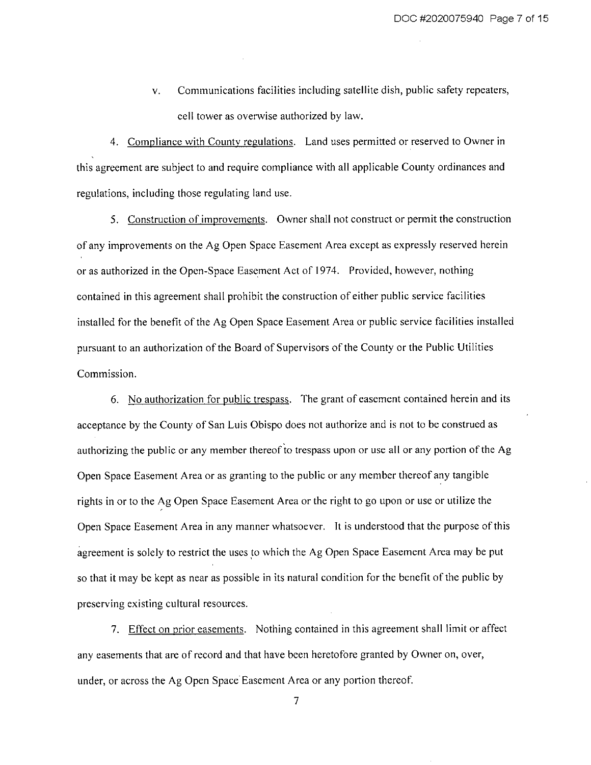v. Communications facilities including satellite dish, public safety repeaters, cell tower as overwise authorized by law.

4. <u>Compliance with County regulations</u>. Land uses permitted or reserved to Owner in this agreement are subject to and require compliance with all applicable County ordinances and regulations, including those regulating land use.

5. <u>Construction of improvements</u>. Owner shall not construct or permit the construction of any improvements on the Ag Open Space Easement Area except as expressly reserved herein or as authorized in the Open-Space Easement Act of 1974. Provided, however, nothing contained in this agreement shall prohibit the construction of either public service facilities installed for the benefit of the Ag Open Space Easement Area or public service facilities installed pursuant to an authorization of the Board of Supervisors of the County or the Public Utilities Commission.

6. <u>No authorization for public trespass</u>. The grant of easement contained herein and its acceptance by the County of San Luis Obispo does not authorize and is not to be construed as authorizing the public or any member thereof to trespass upon or use all or any portion of the Ag Open Space Easement Area or as granting to the public or any member thereof any tangible rights in or to the Ag Open Space Easement Area or the right to go upon or use or utilize the Open Space Easement Area in any manner whatsoever. It is understood that the purpose of this agreement is solely to restrict the uses to which the Ag Open Space Easement Area may be put so that it may be kept as near as possible in its natural condition for the benefit of the public by preserving existing cultural resources.

7. <u>Effect on prior easements</u>. Nothing contained in this agreement shall limit or affect any easements that are of record and that have been heretofore granted by Owner on, over, under, or across the Ag Open Space Easement Area or any portion thereof.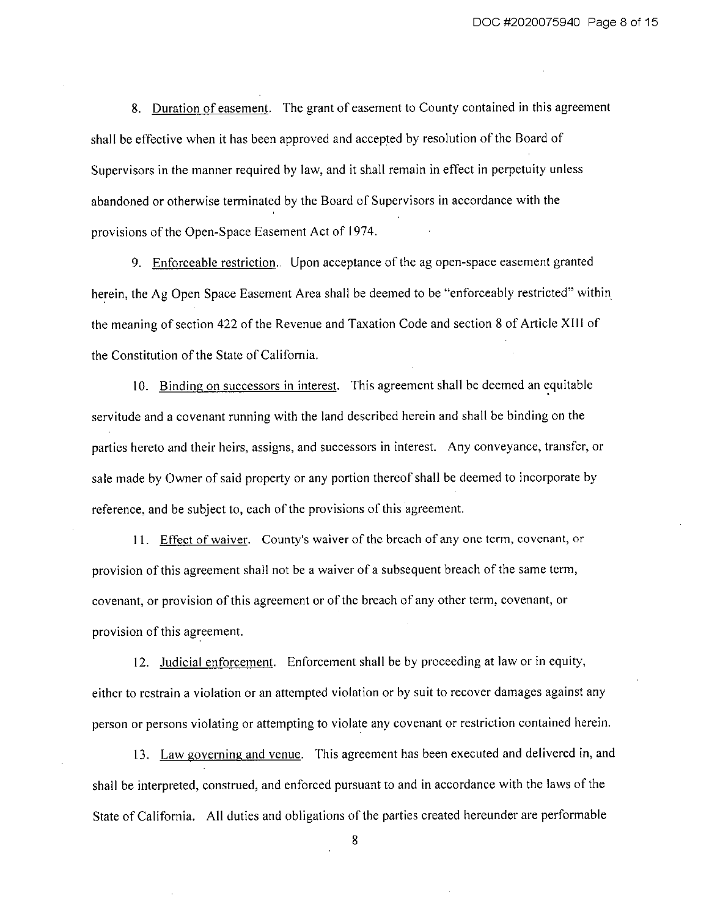8. Duration of easement. The grant of easement to County contained in this agreement shall be effective when it has been approved and accepted by resolution of the Board of Supervisors in the manner required by law, and it shall remain in effect in perpetuity unless abandoned or otherwise terminated by the Board of Supervisors in accordance with the provisions of the Open-Space Easement Act of 1974.

9. Enforceable restriction. Upon acceptance of the ag open-space easement granted herein, the Ag Open Space Easement Area shall be deemed to be "enforceably restricted" within the meaning of section 422 of the Revenue and Taxation Code and section 8 of Article XIII of the Constitution of the State of California.

10. Binding on successors in interest. This agreement shall be deemed an equitable servitude and a covenant running with the land described herein and shall be binding on the parties hereto and their heirs, assigns, and successors in interest. Any conveyance, transfer, or sale made by Owner of said property or any portion thereof shall be deemed to incorporate by reference, and be subject to, each of the provisions of this agreement.

11. Effect of waiver. County's waiver of the breach of any one term, covenant, or provision of this agreement shall not be a waiver of a subsequent breach of the same term, covenant, or provision of this agreement or of the breach of any other term, covenant, or provision of this agreement.

12. Judicial enforcement. Enforcement shall be by proceeding at law or in equity, either to restrain a violation or an attempted violation or by suit to recover damages against any person or persons violating or attempting to violate any covenant or restriction contained herein.

13. Law governing and venue. This agreement has been executed and delivered in, and shall be interpreted, construed, and enforced pursuant to and in accordance with the laws of the State of California. All duties and obligations of the parties created hereunder are performable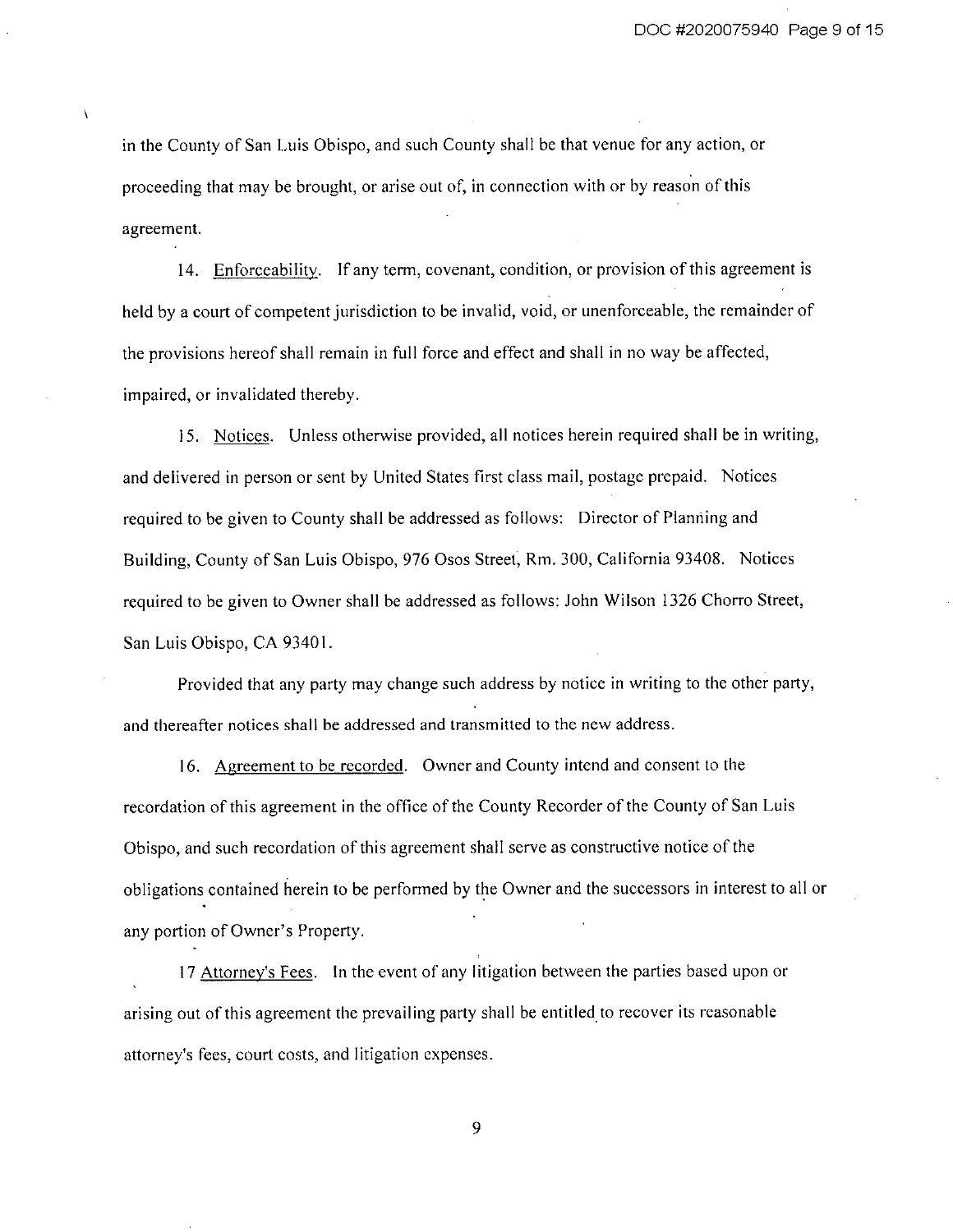in the County of San Luis Obispo, and such County shall be that venue for any action, or proceeding that may be brought, or arise out of, in connection with or by reason of this agreement.

14. Enforceability. If any term, covenant, condition, or provision of this agreement is held by a court of competent jurisdiction to be invalid, void, or unenforceable, the remainder of the provisions hereof shall remain in full force and effect and shall in no way be affected, impaired, or invalidated thereby.

15. Notices. Unless otherwise provided, all notices herein required shall be in writing, and delivered in person or sent by United States first class mail, postage prepaid. Notices required to be given to County shall be addressed as follows: Director of Planning and Building, County of San Luis Obispo, 976 Osos Street, Rm. 300, California 93408. Notices required to be given to Owner shall be addressed as follows: John Wilson 1326 Chorro Street, San Luis Obispo, CA 93401.

Provided that any party may change such address by notice in writing to the other party, and thereafter notices shall be addressed and transmitted to the new address.

16. Agreement to be recorded. Owner and County intend and consent to the recordation of this agreement in the office of the County Recorder of the County of San Luis Obispo, and such recordation of this agreement shall serve as constructive notice of the obligations contained herein to be performed by the Owner and the successors in interest to all or any portion of Owner's Property.

17 Attorney's Fees. In the event of any litigation between the parties based upon or arising out of this agreement the prevailing party shall be entitled to recover its reasonable attorney's fees, court costs, and litigation expenses.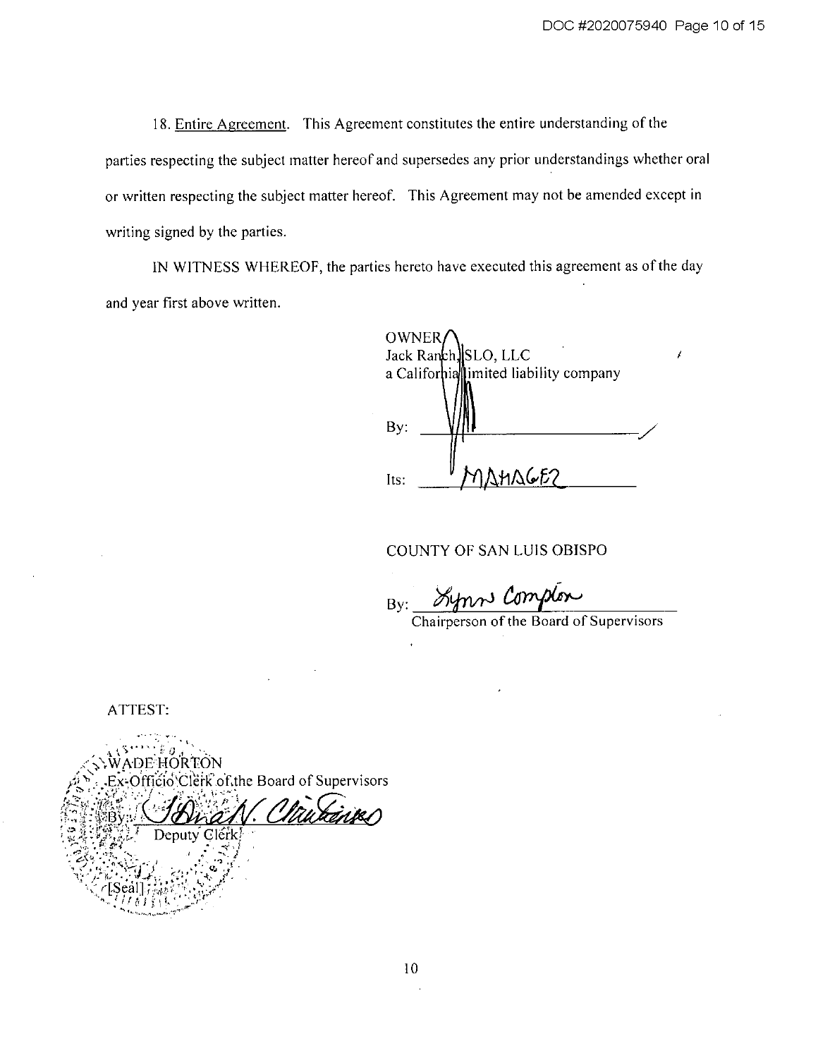18. Entire Agreement. This Agreement constitutes the entire understanding of the parties respecting the subject matter hereof and supersedes any prior understandings whether oral or written respecting the subject matter hereof. This Agreement may not be amended except in writing signed by the parties.

IN WITNESS WHEREOF, the parties hereto have executed this agreement as of the day and year first above written.

OWNER
Jack Ranch SLO, LLC
a California limited liability company

By: ______________________________

Its: MANAGER

COUNTY OF SAN LUIS OBISPO

By: Lynn Compton
Chairperson of the Board of Supervisors

ATTEST:

WADE HORTON
Ex-Officio Clerk of the Board of Supervisors

By: ______________________________
Deputy Clerk

[Seal]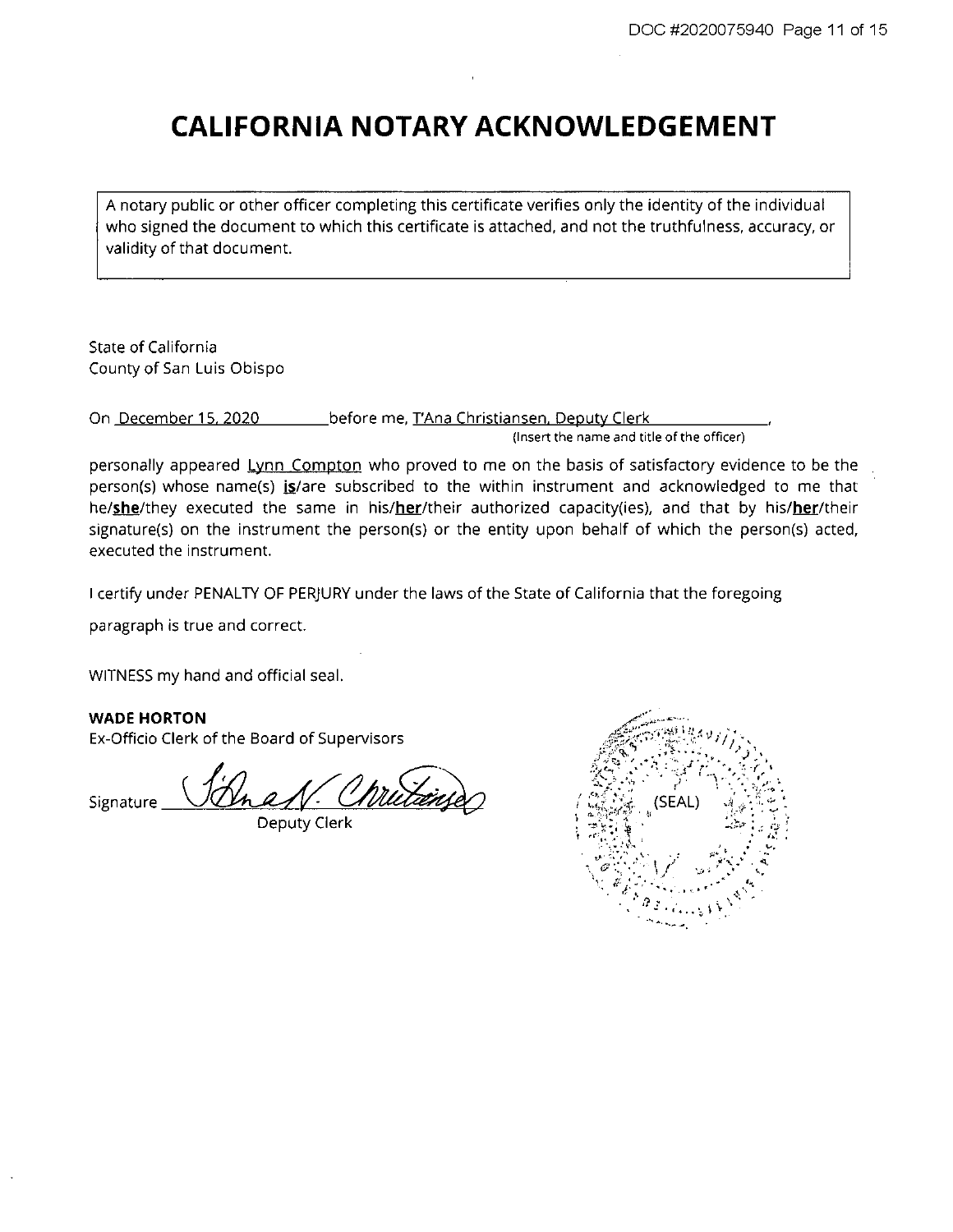# CALIFORNIA NOTARY ACKNOWLEDGEMENT

A notary public or other officer completing this certificate verifies only the identity of the individual who signed the document to which this certificate is attached, and not the truthfulness, accuracy, or validity of that document.

State of California
County of San Luis Obispo

On December 15, 2020 before me, T'Ana Christiansen, Deputy Clerk,
(Insert the name and title of the officer)

personally appeared Lynn Compton who proved to me on the basis of satisfactory evidence to be the person(s) whose name(s) **is**/are subscribed to the within instrument and acknowledged to me that he/**she**/they executed the same in his/**her**/their authorized capacity(ies), and that by his/**her**/their signature(s) on the instrument the person(s) or the entity upon behalf of which the person(s) acted, executed the instrument.

I certify under PENALTY OF PERJURY under the laws of the State of California that the foregoing paragraph is true and correct.

WITNESS my hand and official seal.

**WADE HORTON**
Ex-Officio Clerk of the Board of Supervisors

Signature T'Ana N. Christiansen
Deputy Clerk

(SEAL)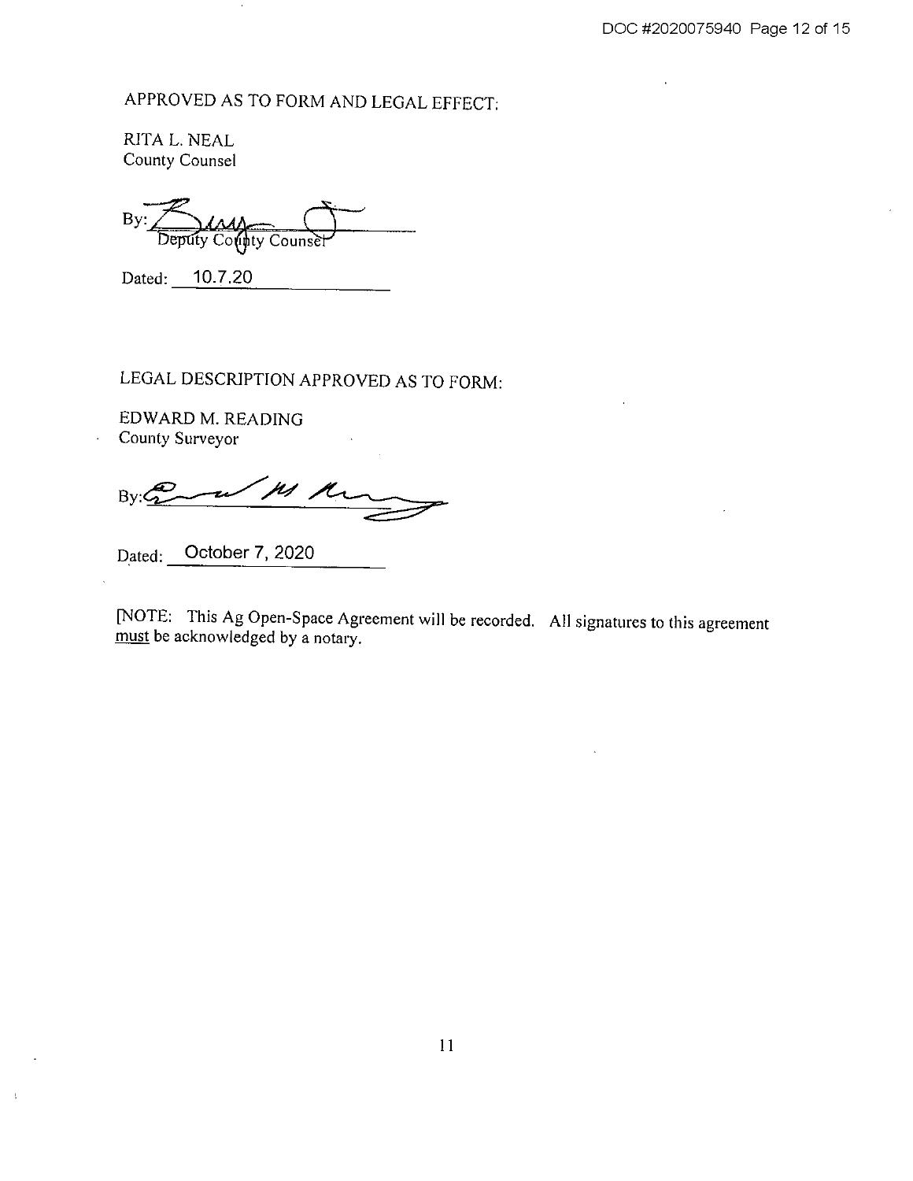APPROVED AS TO FORM AND LEGAL EFFECT:

RITA L. NEAL
County Counsel

By: ____________________
Deputy County Counsel

Dated: 10.7.20

LEGAL DESCRIPTION APPROVED AS TO FORM:

EDWARD M. READING
County Surveyor

By: ____________________

Dated: October 7, 2020

[NOTE: This Ag Open-Space Agreement will be recorded. All signatures to this agreement _must_ be acknowledged by a notary.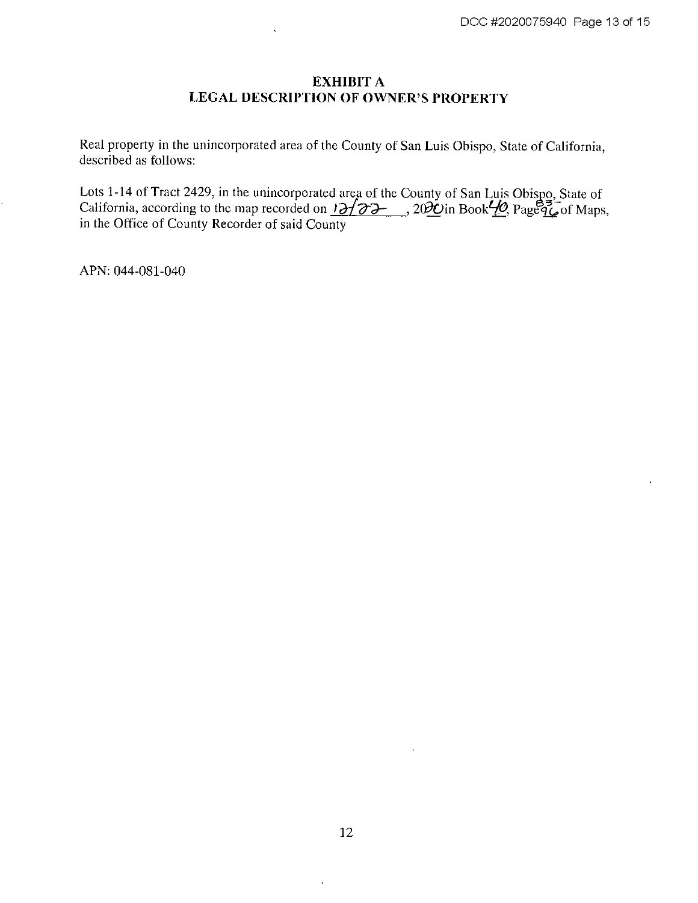## EXHIBIT A
## LEGAL DESCRIPTION OF OWNER'S PROPERTY

Real property in the unincorporated area of the County of San Luis Obispo, State of California, described as follows:

Lots 1-14 of Tract 2429, in the unincorporated area of the County of San Luis Obispo, State of California, according to the map recorded on 12/22, 2020 in Book 40, Page 83-96 of Maps, in the Office of County Recorder of said County

APN: 044-081-040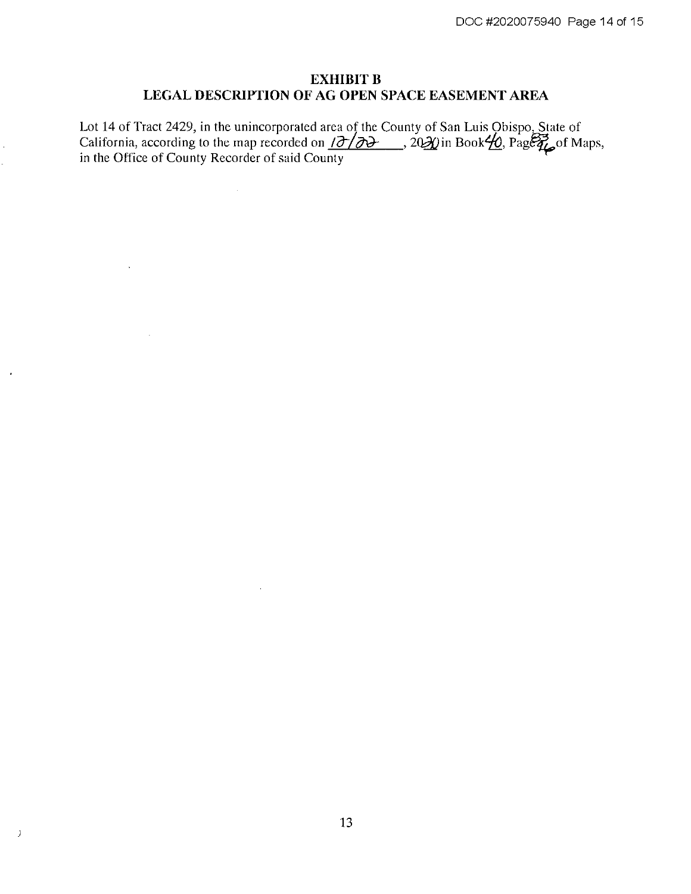## EXHIBIT B
## LEGAL DESCRIPTION OF AG OPEN SPACE EASEMENT AREA

Lot 14 of Tract 2429, in the unincorporated area of the County of San Luis Obispo, State of California, according to the map recorded on 12/22, 2020 in Book 40, Page 83 of Maps, in the Office of County Recorder of said County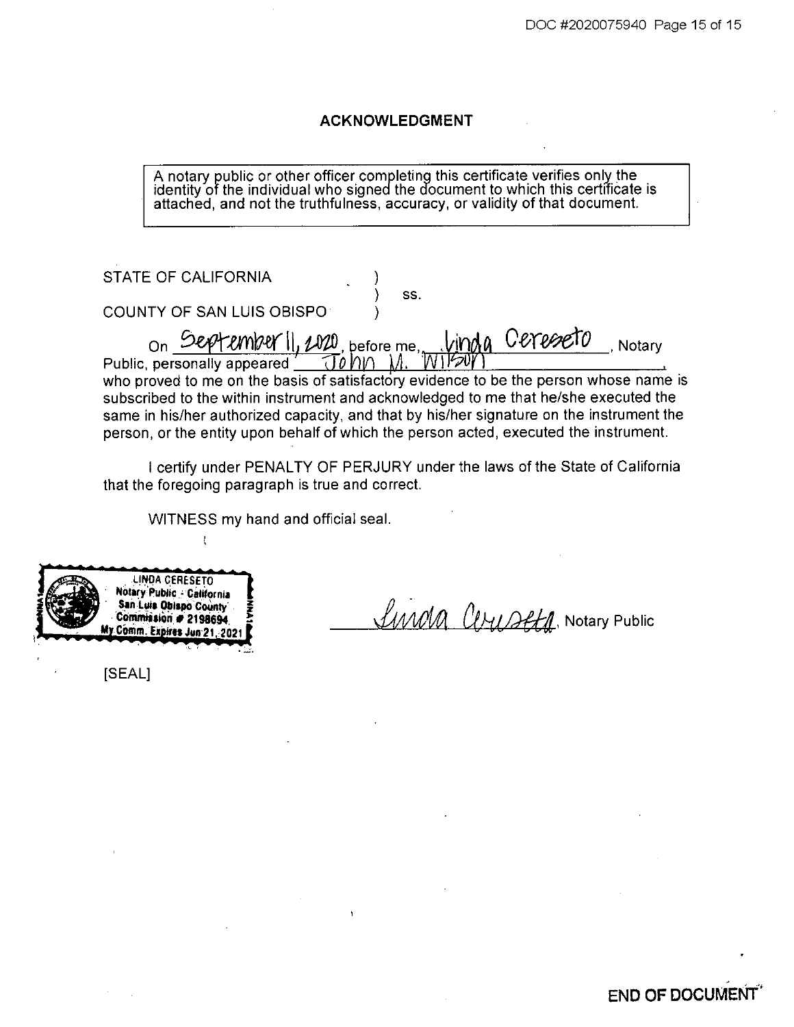## ACKNOWLEDGMENT

> A notary public or other officer completing this certificate verifies only the identity of the individual who signed the document to which this certificate is attached, and not the truthfulness, accuracy, or validity of that document.

STATE OF CALIFORNIA )
) ss.
COUNTY OF SAN LUIS OBISPO )

On September 11, 2020, before me, Linda Cereseto, Notary Public, personally appeared John M. Wilson, who proved to me on the basis of satisfactory evidence to be the person whose name is subscribed to the within instrument and acknowledged to me that he/she executed the same in his/her authorized capacity, and that by his/her signature on the instrument the person, or the entity upon behalf of which the person acted, executed the instrument.

I certify under PENALTY OF PERJURY under the laws of the State of California that the foregoing paragraph is true and correct.

WITNESS my hand and official seal.

LINDA CERESETO
Notary Public - California
San Luis Obispo County
Commission # 2198694
My Comm. Expires Jun 21, 2021

Linda Cereseto, Notary Public

[SEAL]

**END OF DOCUMENT**